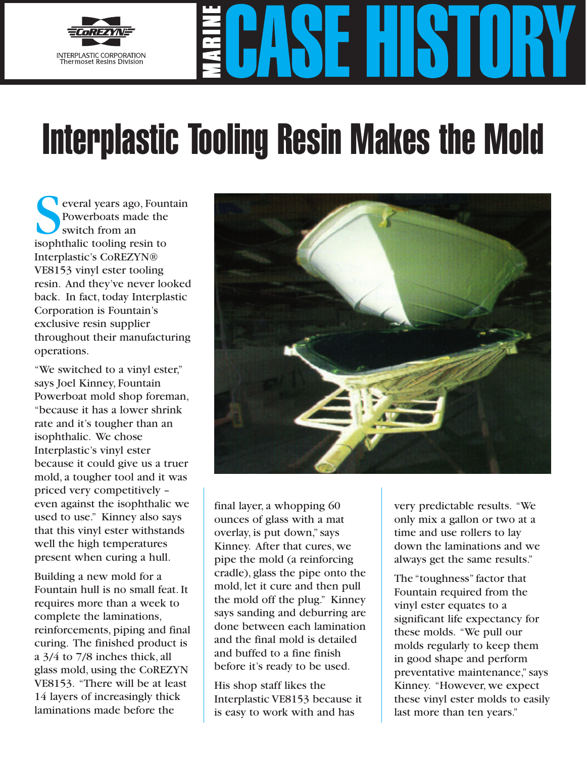CoREZYN

INTERPLASTIC CORPORATION
Thermoset Resins Division

MARINE **CASE HISTORY**

# Interplastic Tooling Resin Makes the Mold

Several years ago, Fountain Powerboats made the switch from an isophthalic tooling resin to Interplastic's CoREZYN® VE8153 vinyl ester tooling resin. And they've never looked back. In fact, today Interplastic Corporation is Fountain's exclusive resin supplier throughout their manufacturing operations.

"We switched to a vinyl ester," says Joel Kinney, Fountain Powerboat mold shop foreman, "because it has a lower shrink rate and it's tougher than an isophthalic. We chose Interplastic's vinyl ester because it could give us a truer mold, a tougher tool and it was priced very competitively – even against the isophthalic we used to use." Kinney also says that this vinyl ester withstands well the high temperatures present when curing a hull.

Building a new mold for a Fountain hull is no small feat. It requires more than a week to complete the laminations, reinforcements, piping and final curing. The finished product is a 3/4 to 7/8 inches thick, all glass mold, using the CoREZYN VE8153. "There will be at least 14 layers of increasingly thick laminations made before the final layer, a whopping 60 ounces of glass with a mat overlay, is put down," says Kinney. After that cures, we pipe the mold (a reinforcing cradle), glass the pipe onto the mold, let it cure and then pull the mold off the plug." Kinney says sanding and deburring are done between each lamination and the final mold is detailed and buffed to a fine finish before it's ready to be used.

His shop staff likes the Interplastic VE8153 because it is easy to work with and has very predictable results. "We only mix a gallon or two at a time and use rollers to lay down the laminations and we always get the same results."

The "toughness" factor that Fountain required from the vinyl ester equates to a significant life expectancy for these molds. "We pull our molds regularly to keep them in good shape and perform preventative maintenance," says Kinney. "However, we expect these vinyl ester molds to easily last more than ten years."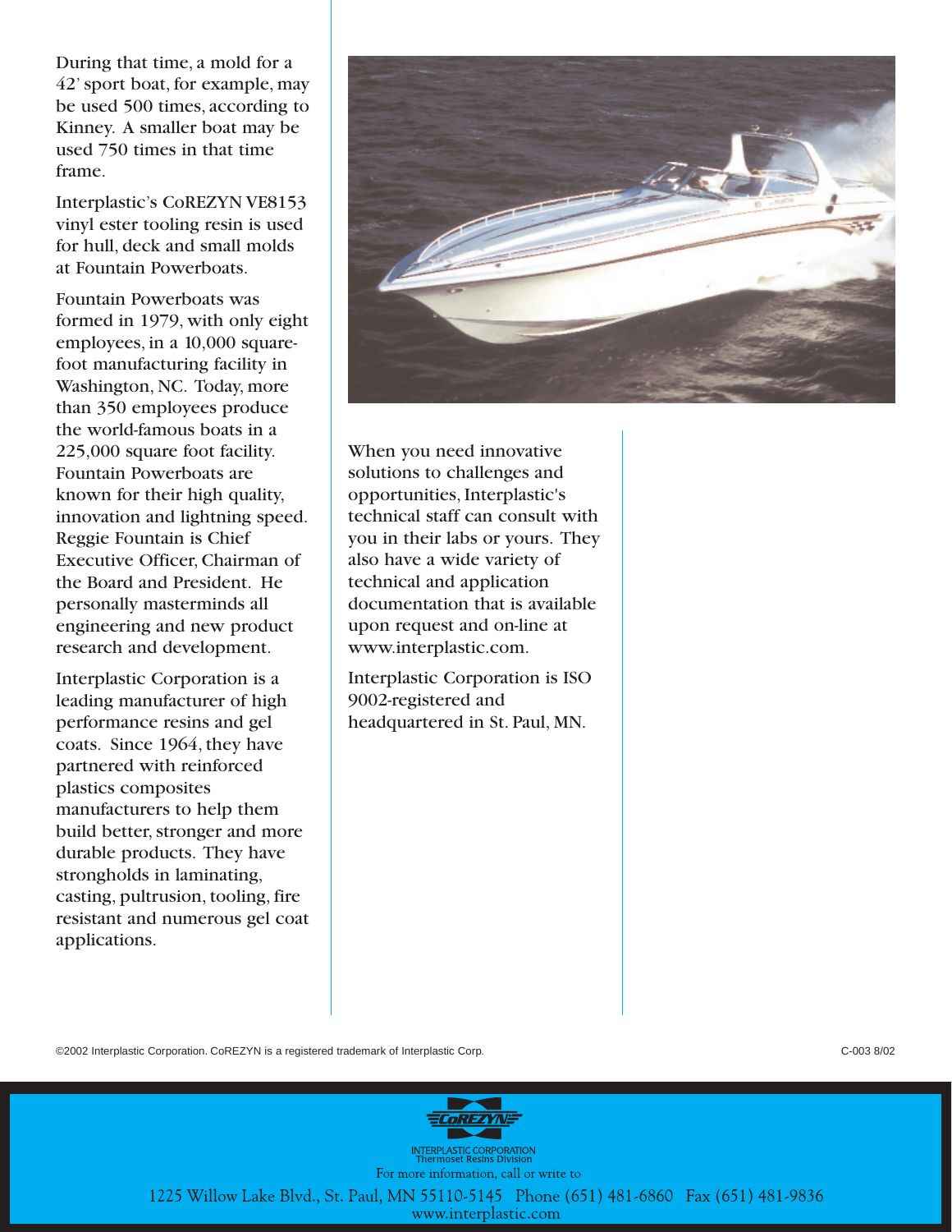During that time, a mold for a 42' sport boat, for example, may be used 500 times, according to Kinney. A smaller boat may be used 750 times in that time frame.

Interplastic's CoREZYN VE8153 vinyl ester tooling resin is used for hull, deck and small molds at Fountain Powerboats.

Fountain Powerboats was formed in 1979, with only eight employees, in a 10,000 square-foot manufacturing facility in Washington, NC. Today, more than 350 employees produce the world-famous boats in a 225,000 square foot facility. Fountain Powerboats are known for their high quality, innovation and lightning speed. Reggie Fountain is Chief Executive Officer, Chairman of the Board and President. He personally masterminds all engineering and new product research and development.

Interplastic Corporation is a leading manufacturer of high performance resins and gel coats. Since 1964, they have partnered with reinforced plastics composites manufacturers to help them build better, stronger and more durable products. They have strongholds in laminating, casting, pultrusion, tooling, fire resistant and numerous gel coat applications.

When you need innovative solutions to challenges and opportunities, Interplastic's technical staff can consult with you in their labs or yours. They also have a wide variety of technical and application documentation that is available upon request and on-line at www.interplastic.com.

Interplastic Corporation is ISO 9002-registered and headquartered in St. Paul, MN.

©2002 Interplastic Corporation. CoREZYN is a registered trademark of Interplastic Corp.

C-003 8/02

CoREZYN

INTERPLASTIC CORPORATION
Thermoset Resins Division

For more information, call or write to

1225 Willow Lake Blvd., St. Paul, MN 55110-5145 Phone (651) 481-6860 Fax (651) 481-9836
www.interplastic.com